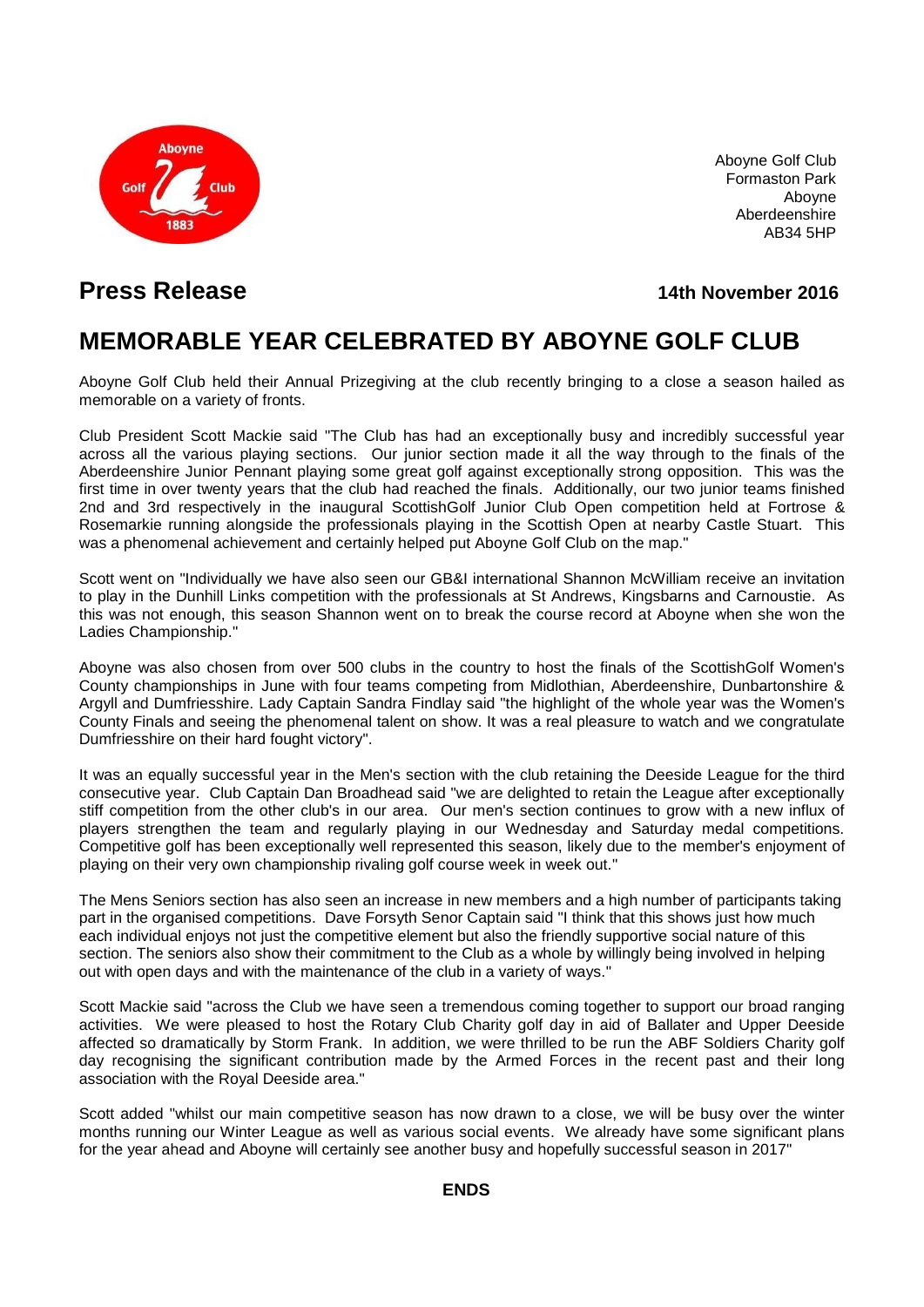Aboyne Golf Club
Formaston Park
Aboyne
Aberdeenshire
AB34 5HP

## Press Release

**14th November 2016**

# MEMORABLE YEAR CELEBRATED BY ABOYNE GOLF CLUB

Aboyne Golf Club held their Annual Prizegiving at the club recently bringing to a close a season hailed as memorable on a variety of fronts.

Club President Scott Mackie said "The Club has had an exceptionally busy and incredibly successful year across all the various playing sections. Our junior section made it all the way through to the finals of the Aberdeenshire Junior Pennant playing some great golf against exceptionally strong opposition. This was the first time in over twenty years that the club had reached the finals. Additionally, our two junior teams finished 2nd and 3rd respectively in the inaugural ScottishGolf Junior Club Open competition held at Fortrose & Rosemarkie running alongside the professionals playing in the Scottish Open at nearby Castle Stuart. This was a phenomenal achievement and certainly helped put Aboyne Golf Club on the map."

Scott went on "Individually we have also seen our GB&I international Shannon McWilliam receive an invitation to play in the Dunhill Links competition with the professionals at St Andrews, Kingsbarns and Carnoustie. As this was not enough, this season Shannon went on to break the course record at Aboyne when she won the Ladies Championship."

Aboyne was also chosen from over 500 clubs in the country to host the finals of the ScottishGolf Women's County championships in June with four teams competing from Midlothian, Aberdeenshire, Dunbartonshire & Argyll and Dumfriesshire. Lady Captain Sandra Findlay said "the highlight of the whole year was the Women's County Finals and seeing the phenomenal talent on show. It was a real pleasure to watch and we congratulate Dumfriesshire on their hard fought victory".

It was an equally successful year in the Men's section with the club retaining the Deeside League for the third consecutive year. Club Captain Dan Broadhead said "we are delighted to retain the League after exceptionally stiff competition from the other club's in our area. Our men's section continues to grow with a new influx of players strengthen the team and regularly playing in our Wednesday and Saturday medal competitions. Competitive golf has been exceptionally well represented this season, likely due to the member's enjoyment of playing on their very own championship rivaling golf course week in week out."

The Mens Seniors section has also seen an increase in new members and a high number of participants taking part in the organised competitions. Dave Forsyth Senor Captain said "I think that this shows just how much each individual enjoys not just the competitive element but also the friendly supportive social nature of this section. The seniors also show their commitment to the Club as a whole by willingly being involved in helping out with open days and with the maintenance of the club in a variety of ways."

Scott Mackie said "across the Club we have seen a tremendous coming together to support our broad ranging activities. We were pleased to host the Rotary Club Charity golf day in aid of Ballater and Upper Deeside affected so dramatically by Storm Frank. In addition, we were thrilled to be run the ABF Soldiers Charity golf day recognising the significant contribution made by the Armed Forces in the recent past and their long association with the Royal Deeside area."

Scott added "whilst our main competitive season has now drawn to a close, we will be busy over the winter months running our Winter League as well as various social events. We already have some significant plans for the year ahead and Aboyne will certainly see another busy and hopefully successful season in 2017"

**ENDS**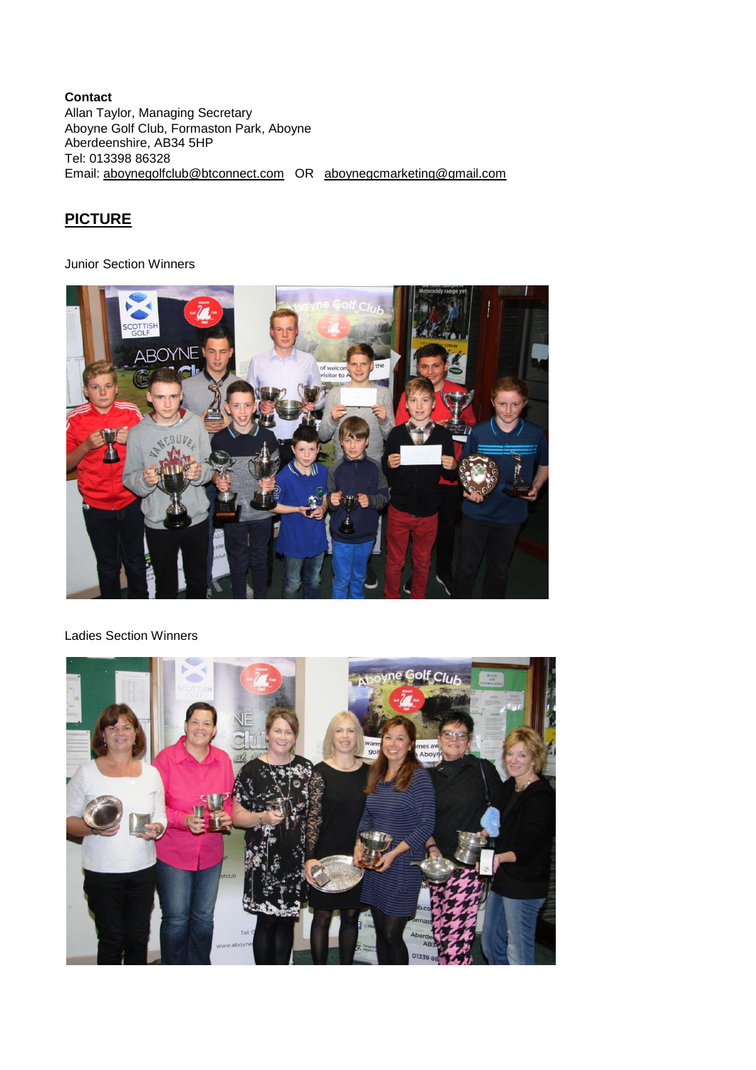**Contact**
Allan Taylor, Managing Secretary
Aboyne Golf Club, Formaston Park, Aboyne
Aberdeenshire, AB34 5HP
Tel: 013398 86328
Email: aboynegolfclub@btconnect.com OR aboynegcmarketing@gmail.com

## PICTURE

Junior Section Winners

Ladies Section Winners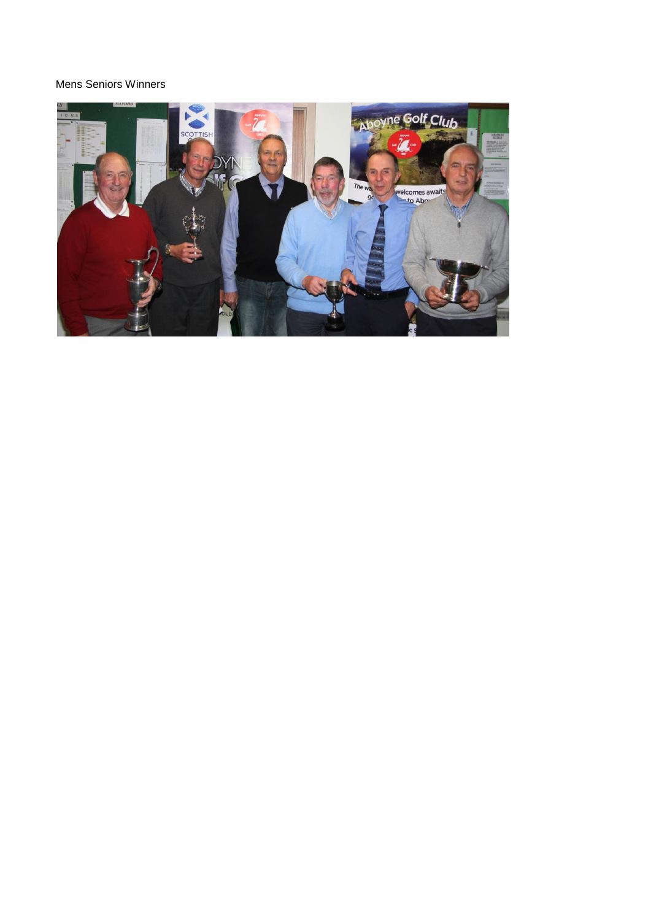Mens Seniors Winners